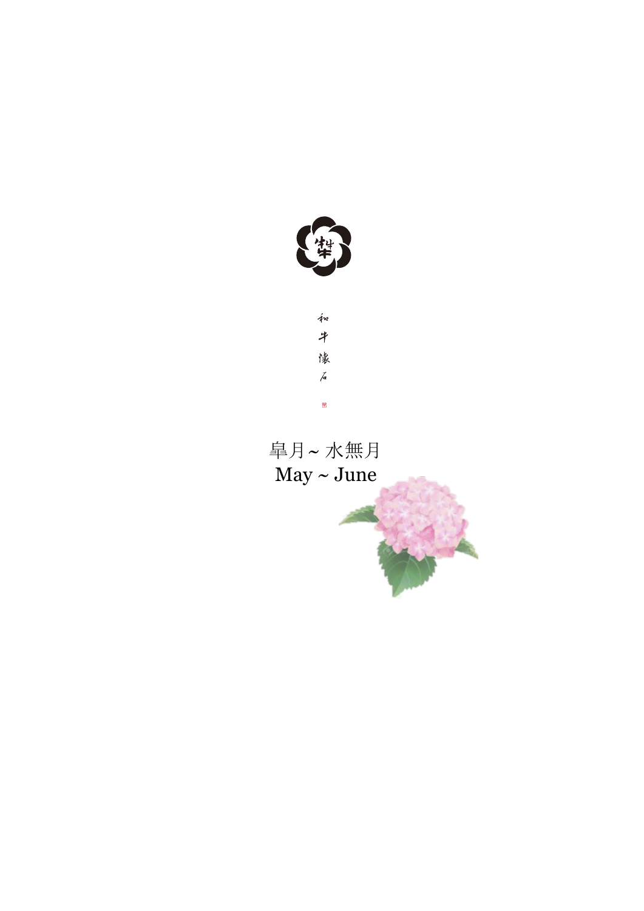和牛懐石

皐月~ 水無月

May ~ June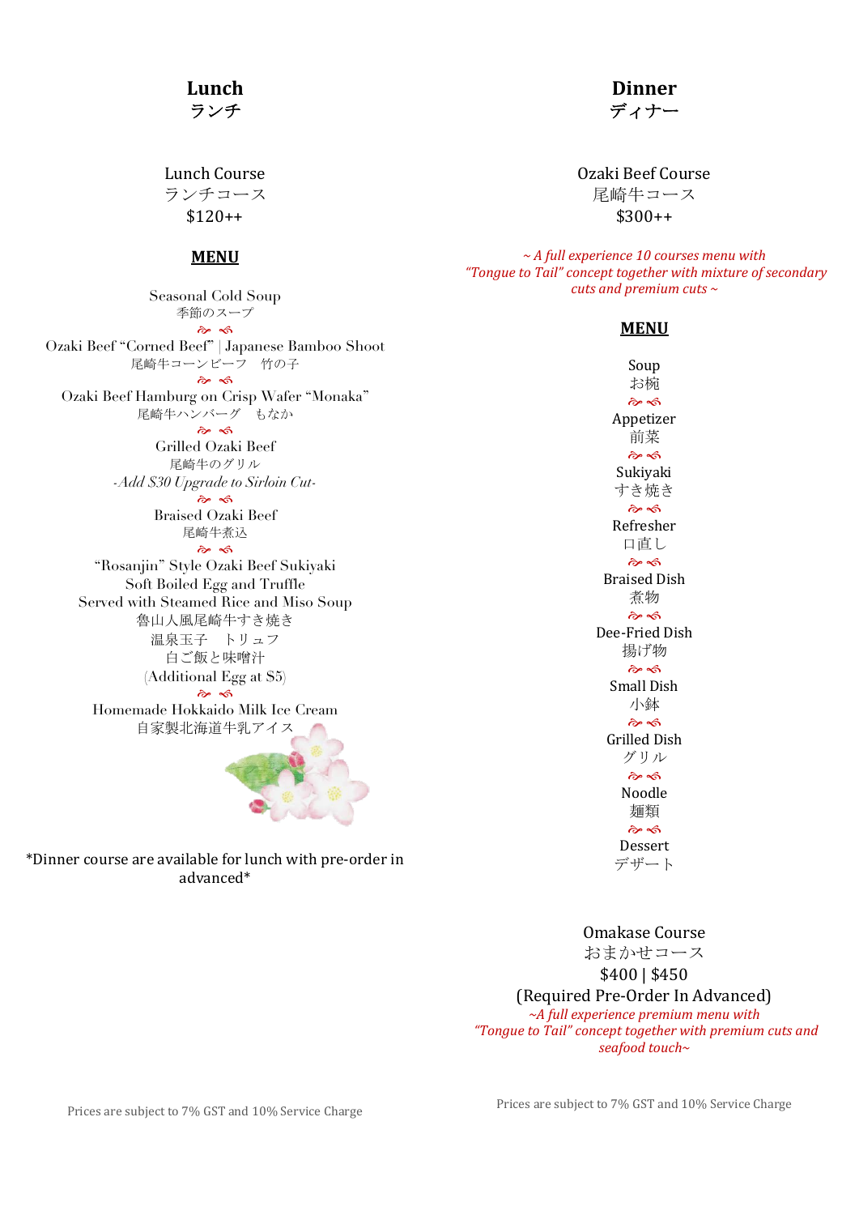# Lunch
# ランチ

Lunch Course
ランチコース
$120++

## MENU

Seasonal Cold Soup
季節のスープ

Ozaki Beef "Corned Beef" | Japanese Bamboo Shoot
尾崎牛コーンビーフ　竹の子

Ozaki Beef Hamburg on Crisp Wafer "Monaka"
尾崎牛ハンバーグ　もなか

Grilled Ozaki Beef
尾崎牛のグリル
*-Add $30 Upgrade to Sirloin Cut-*

Braised Ozaki Beef
尾崎牛煮込

"Rosanjin" Style Ozaki Beef Sukiyaki
Soft Boiled Egg and Truffle
Served with Steamed Rice and Miso Soup
魯山人風尾崎牛すき焼き
温泉玉子　トリュフ
白ご飯と味噌汁
(Additional Egg at $5)

Homemade Hokkaido Milk Ice Cream
自家製北海道牛乳アイス

*Dinner course are available for lunch with pre-order in advanced*

Prices are subject to 7% GST and 10% Service Charge

# Dinner
# ディナー

Ozaki Beef Course
尾崎牛コース
$300++

*~ A full experience 10 courses menu with "Tongue to Tail" concept together with mixture of secondary cuts and premium cuts ~*

## MENU

Soup
お椀

Appetizer
前菜

Sukiyaki
すき焼き

Refresher
口直し

Braised Dish
煮物

Dee-Fried Dish
揚げ物

Small Dish
小鉢

Grilled Dish
グリル

Noodle
麺類

Dessert
デザート

Omakase Course
おまかせコース
$400 | $450
(Required Pre-Order In Advanced)
*~A full experience premium menu with "Tongue to Tail" concept together with premium cuts and seafood touch~*

Prices are subject to 7% GST and 10% Service Charge